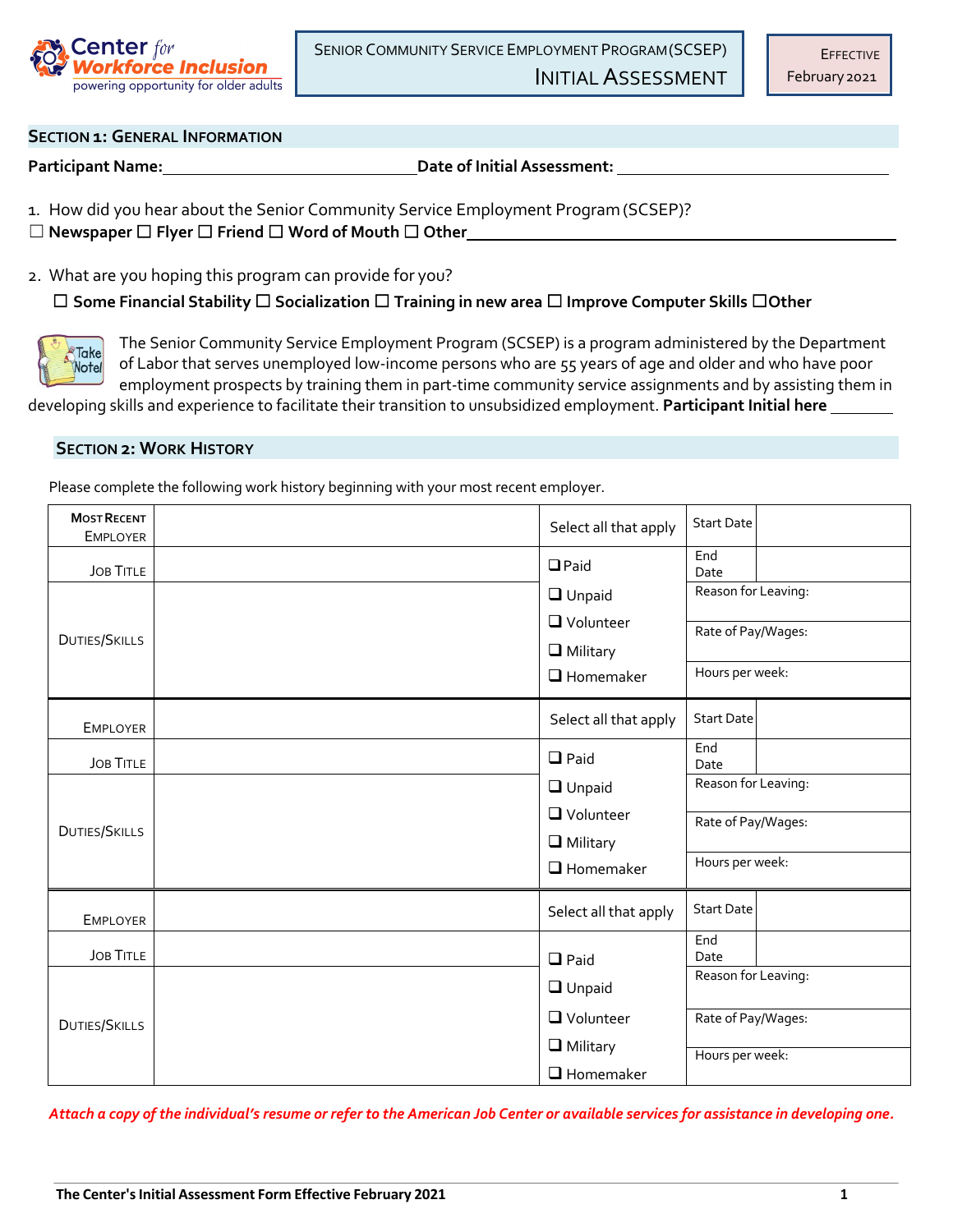Center *for* **Workforce Inclusion**
powering opportunity for older adults

SENIOR COMMUNITY SERVICE EMPLOYMENT PROGRAM (SCSEP)
INITIAL ASSESSMENT

EFFECTIVE
February 2021

## SECTION 1: GENERAL INFORMATION

**Participant Name:**\_\_\_\_\_\_\_\_\_\_\_\_\_\_\_\_\_\_\_\_\_\_\_\_\_\_\_\_ **Date of Initial Assessment:** \_\_\_\_\_\_\_\_\_\_\_\_\_\_\_\_\_\_\_\_\_\_\_\_\_\_\_\_

1. How did you hear about the Senior Community Service Employment Program (SCSEP)?

☐ **Newspaper** ☐ **Flyer** ☐ **Friend** ☐ **Word of Mouth** ☐ **Other**\_\_\_\_\_\_\_\_\_\_\_\_\_\_\_\_\_\_\_\_\_\_\_\_\_\_\_\_\_\_\_\_\_\_\_\_\_\_\_\_

2. What are you hoping this program can provide for you?

☐ **Some Financial Stability** ☐ **Socialization** ☐ **Training in new area** ☐ **Improve Computer Skills** ☐**Other**

Take Note!

The Senior Community Service Employment Program (SCSEP) is a program administered by the Department of Labor that serves unemployed low-income persons who are 55 years of age and older and who have poor employment prospects by training them in part-time community service assignments and by assisting them in developing skills and experience to facilitate their transition to unsubsidized employment. **Participant Initial here** \_\_\_\_\_\_\_\_

## SECTION 2: WORK HISTORY

Please complete the following work history beginning with your most recent employer.

| MOST RECENT EMPLOYER | | Select all that apply | Start Date | |
|---|---|---|---|---|
| JOB TITLE | | ❑ Paid | End Date | |
| DUTIES/SKILLS | | ❑ Unpaid<br>❑ Volunteer<br>❑ Military<br>❑ Homemaker | Reason for Leaving:<br><br>Rate of Pay/Wages:<br><br>Hours per week: | |
| EMPLOYER | | Select all that apply | Start Date | |
| JOB TITLE | | ❑ Paid | End Date | |
| DUTIES/SKILLS | | ❑ Unpaid<br>❑ Volunteer<br>❑ Military<br>❑ Homemaker | Reason for Leaving:<br><br>Rate of Pay/Wages:<br><br>Hours per week: | |
| EMPLOYER | | Select all that apply | Start Date | |
| JOB TITLE | | ❑ Paid | End Date | |
| DUTIES/SKILLS | | ❑ Unpaid<br>❑ Volunteer<br>❑ Military<br>❑ Homemaker | Reason for Leaving:<br><br>Rate of Pay/Wages:<br><br>Hours per week: | |

***Attach a copy of the individual's resume or refer to the American Job Center or available services for assistance in developing one.***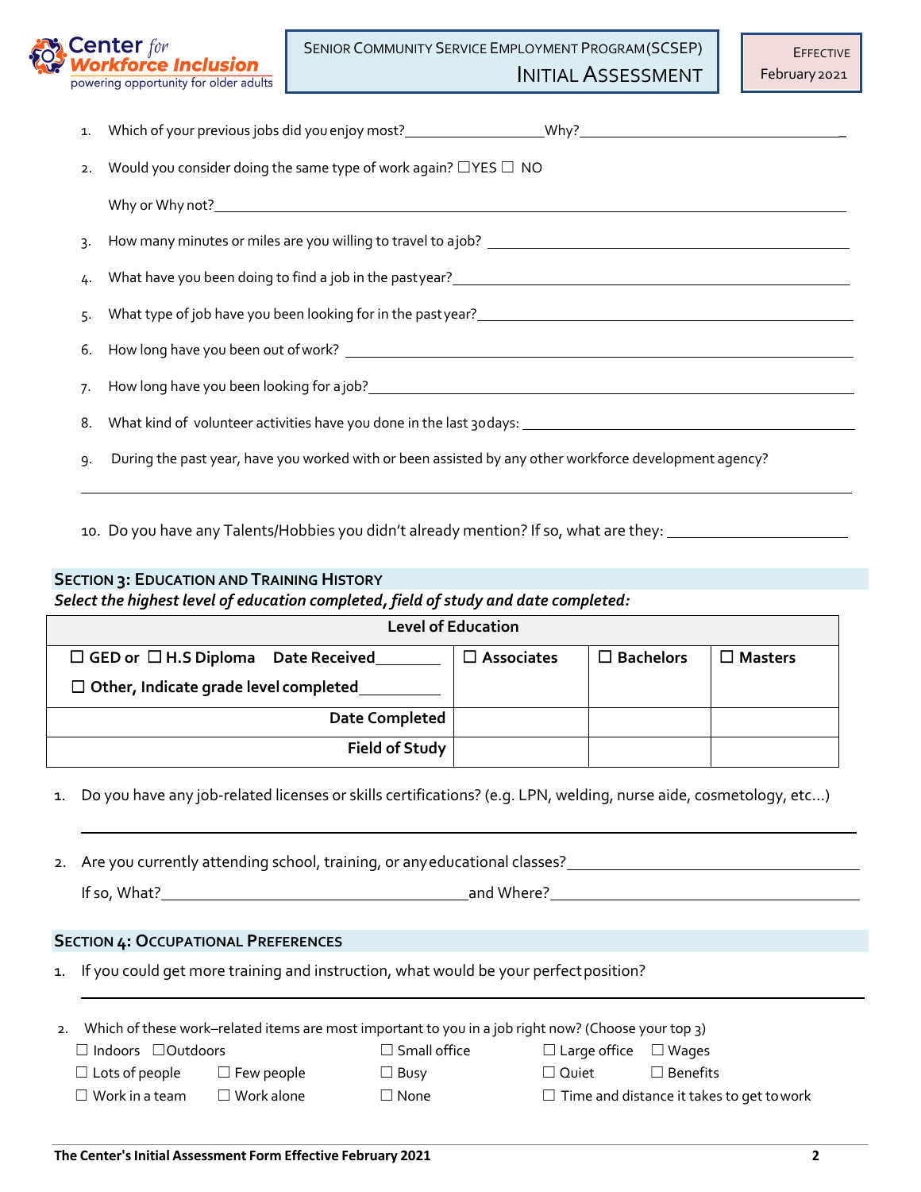1. Which of your previous jobs did you enjoy most?_________________Why?_________________________________

2. Would you consider doing the same type of work again? ☐YES ☐ NO

   Why or Why not?_________________________________________________________________

3. How many minutes or miles are you willing to travel to a job? _________________________________

4. What have you been doing to find a job in the past year?_________________________________

5. What type of job have you been looking for in the past year?_________________________________

6. How long have you been out of work? _________________________________

7. How long have you been looking for a job?_________________________________

8. What kind of volunteer activities have you done in the last 30 days: _________________________________

9. During the past year, have you worked with or been assisted by any other workforce development agency?

   _________________________________________________________________

10. Do you have any Talents/Hobbies you didn't already mention? If so, what are they: _______________

## Section 3: Education and Training History

***Select the highest level of education completed, field of study and date completed:***

| Level of Education | | | |
|---|---|---|---|
| ☐ GED or ☐ H.S Diploma Date Received________ ☐ Other, Indicate grade level completed________ | ☐ Associates | ☐ Bachelors | ☐ Masters |
| **Date Completed** | | | |
| **Field of Study** | | | |

1. Do you have any job-related licenses or skills certifications? (e.g. LPN, welding, nurse aide, cosmetology, etc...)

   _________________________________________________________________

2. Are you currently attending school, training, or any educational classes?_________________________________

   If so, What?_________________________and Where?_________________________

## Section 4: Occupational Preferences

1. If you could get more training and instruction, what would be your perfect position?

   _________________________________________________________________

2. Which of these work–related items are most important to you in a job right now? (Choose your top 3)

   ☐ Indoors ☐Outdoors ☐ Small office ☐ Large office ☐ Wages
   ☐ Lots of people ☐ Few people ☐ Busy ☐ Quiet ☐ Benefits
   ☐ Work in a team ☐ Work alone ☐ None ☐ Time and distance it takes to get to work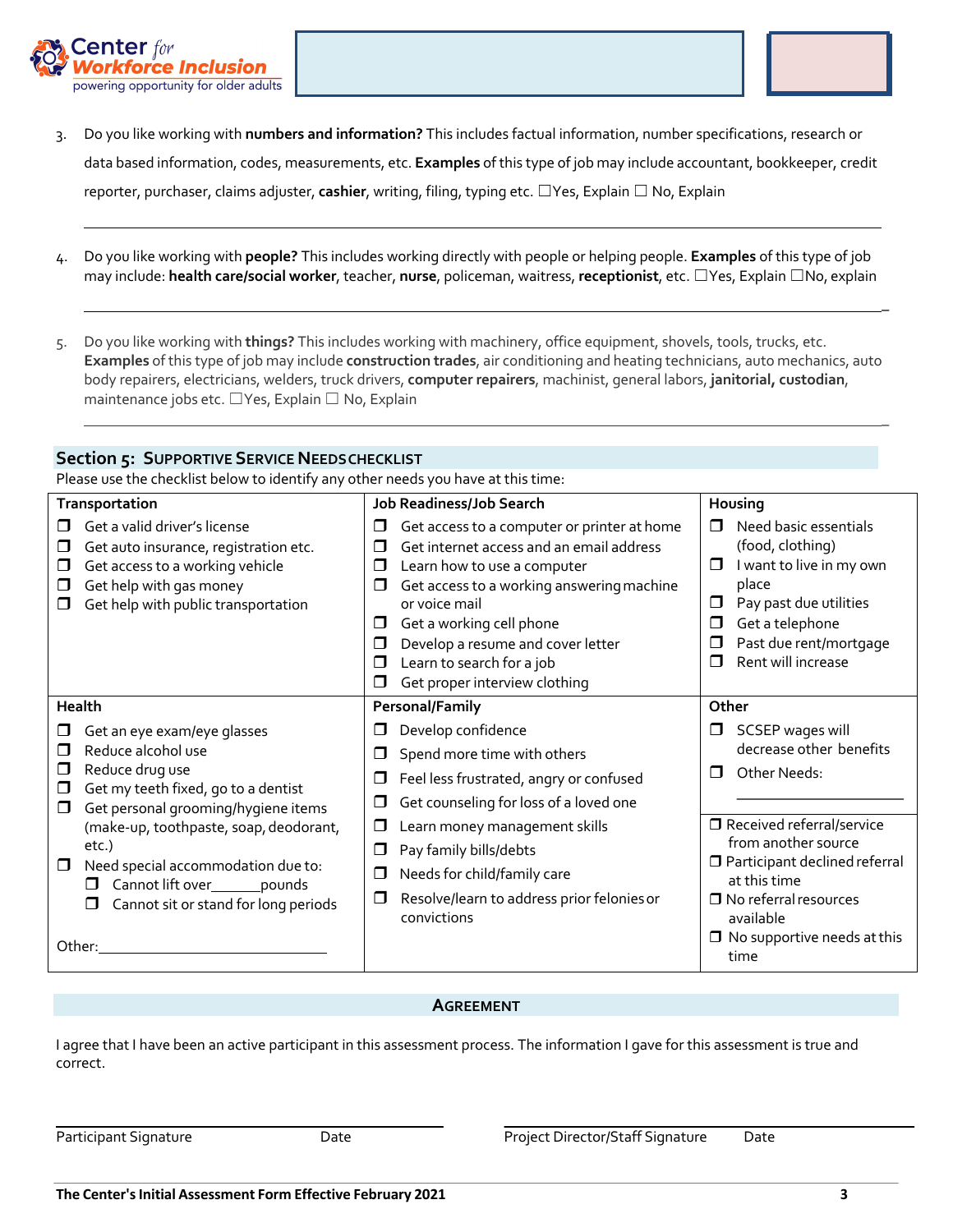3. Do you like working with **numbers and information?** This includes factual information, number specifications, research or data based information, codes, measurements, etc. **Examples** of this type of job may include accountant, bookkeeper, credit reporter, purchaser, claims adjuster, **cashier**, writing, filing, typing etc. ☐Yes, Explain ☐ No, Explain

_______________________________________________________________________________

4. Do you like working with **people?** This includes working directly with people or helping people. **Examples** of this type of job may include: **health care/social worker**, teacher, **nurse**, policeman, waitress, **receptionist**, etc. ☐Yes, Explain ☐No, explain

_______________________________________________________________________________

5. Do you like working with **things?** This includes working with machinery, office equipment, shovels, tools, trucks, etc. **Examples** of this type of job may include **construction trades**, air conditioning and heating technicians, auto mechanics, auto body repairers, electricians, welders, truck drivers, **computer repairers**, machinist, general labors, **janitorial, custodian**, maintenance jobs etc. ☐Yes, Explain ☐ No, Explain

_______________________________________________________________________________

## Section 5: Supportive Service Needs Checklist

Please use the checklist below to identify any other needs you have at this time:

| Transportation | Job Readiness/Job Search | Housing |
|---|---|---|
| ❒ Get a valid driver's license<br>❒ Get auto insurance, registration etc.<br>❒ Get access to a working vehicle<br>❒ Get help with gas money<br>❒ Get help with public transportation | ❒ Get access to a computer or printer at home<br>❒ Get internet access and an email address<br>❒ Learn how to use a computer<br>❒ Get access to a working answering machine or voice mail<br>❒ Get a working cell phone<br>❒ Develop a resume and cover letter<br>❒ Learn to search for a job<br>❒ Get proper interview clothing | ❒ Need basic essentials (food, clothing)<br>❒ I want to live in my own place<br>❒ Pay past due utilities<br>❒ Get a telephone<br>❒ Past due rent/mortgage<br>❒ Rent will increase |
| **Health** | **Personal/Family** | **Other** |
| ❒ Get an eye exam/eye glasses<br>❒ Reduce alcohol use<br>❒ Reduce drug use<br>❒ Get my teeth fixed, go to a dentist<br>❒ Get personal grooming/hygiene items (make-up, toothpaste, soap, deodorant, etc.)<br>❒ Need special accommodation due to:<br>❒ Cannot lift over_______pounds<br>❒ Cannot sit or stand for long periods<br><br>Other:_______________________ | ❒ Develop confidence<br>❒ Spend more time with others<br>❒ Feel less frustrated, angry or confused<br>❒ Get counseling for loss of a loved one<br>❒ Learn money management skills<br>❒ Pay family bills/debts<br>❒ Needs for child/family care<br>❒ Resolve/learn to address prior felonies or convictions | ❒ SCSEP wages will decrease other benefits<br>❒ Other Needs:<br>_______________<br><br>❒ Received referral/service from another source<br>❒ Participant declined referral at this time<br>❒ No referral resources available<br>❒ No supportive needs at this time |

## Agreement

I agree that I have been an active participant in this assessment process. The information I gave for this assessment is true and correct.

_______________________________________ _______________________________________

Participant Signature Date Project Director/Staff Signature Date

**The Center's Initial Assessment Form Effective February 2021**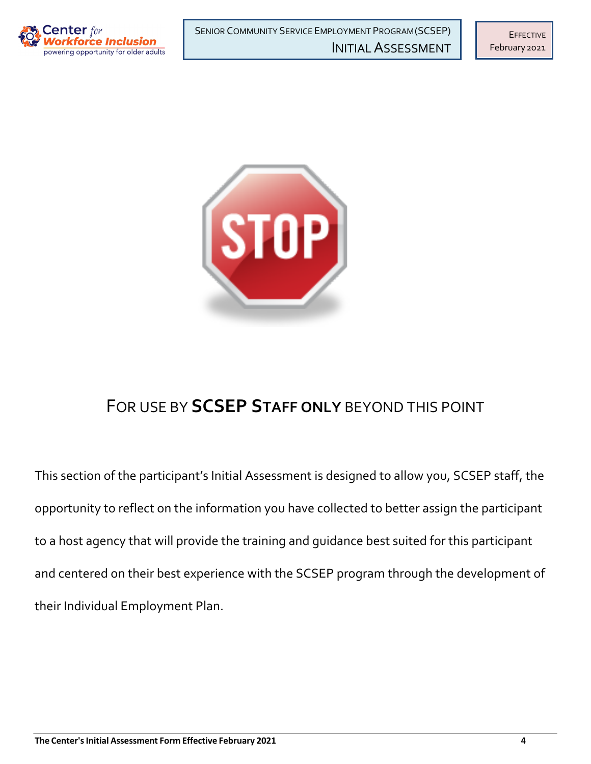STOP

## FOR USE BY **SCSEP STAFF ONLY** BEYOND THIS POINT

This section of the participant's Initial Assessment is designed to allow you, SCSEP staff, the opportunity to reflect on the information you have collected to better assign the participant to a host agency that will provide the training and guidance best suited for this participant and centered on their best experience with the SCSEP program through the development of their Individual Employment Plan.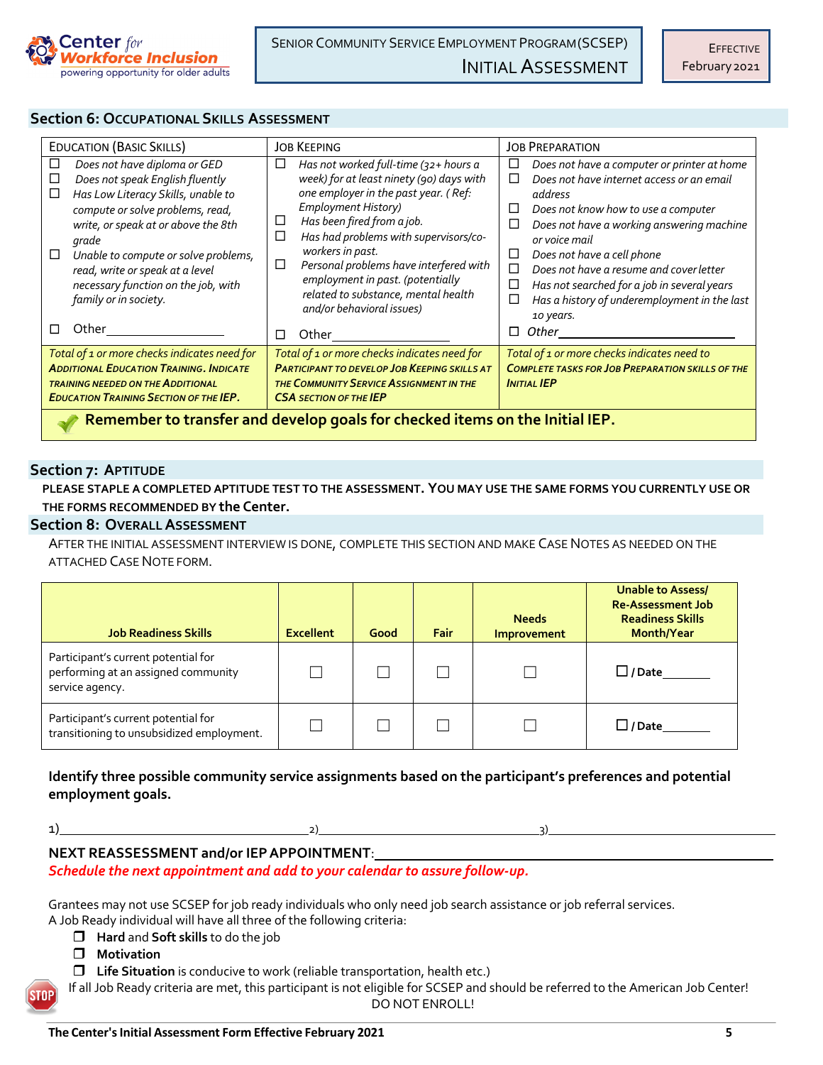## Section 6: Occupational Skills Assessment

| Education (Basic Skills) | Job Keeping | Job Preparation |
|---|---|---|
| ☐ *Does not have diploma or GED*<br>☐ *Does not speak English fluently*<br>☐ *Has Low Literacy Skills, unable to compute or solve problems, read, write, or speak at or above the 8th grade*<br>☐ *Unable to compute or solve problems, read, write or speak at a level necessary function on the job, with family or in society.*<br>☐ Other________ | ☐ *Has not worked full-time (32+ hours a week) for at least ninety (90) days with one employer in the past year. ( Ref: Employment History)*<br>☐ *Has been fired from a job.*<br>☐ *Has had problems with supervisors/co-workers in past.*<br>☐ *Personal problems have interfered with employment in past. (potentially related to substance, mental health and/or behavioral issues)*<br>☐ Other________ | ☐ *Does not have a computer or printer at home*<br>☐ *Does not have internet access or an email address*<br>☐ *Does not know how to use a computer*<br>☐ *Does not have a working answering machine or voice mail*<br>☐ *Does not have a cell phone*<br>☐ *Does not have a resume and cover letter*<br>☐ *Has not searched for a job in several years*<br>☐ *Has a history of underemployment in the last 10 years.*<br>☐ *Other*________ |
| *Total of 1 or more checks indicates need for **Additional Education Training. Indicate training needed on the Additional Education Training section of the IEP.*** | *Total of 1 or more checks indicates need for **Participant to develop Job Keeping skills at the Community Service Assignment in the CSA section of the IEP*** | *Total of 1 or more checks indicates need to **Complete tasks for Job Preparation skills of the Initial IEP*** |

**Remember to transfer and develop goals for checked items on the Initial IEP.**

## Section 7: Aptitude

**PLEASE STAPLE A COMPLETED APTITUDE TEST TO THE ASSESSMENT. YOU MAY USE THE SAME FORMS YOU CURRENTLY USE OR THE FORMS RECOMMENDED BY the Center.**

## Section 8: Overall Assessment

AFTER THE INITIAL ASSESSMENT INTERVIEW IS DONE, COMPLETE THIS SECTION AND MAKE CASE NOTES AS NEEDED ON THE ATTACHED CASE NOTE FORM.

| Job Readiness Skills | Excellent | Good | Fair | Needs Improvement | Unable to Assess/ Re-Assessment Job Readiness Skills Month/Year |
|---|---|---|---|---|---|
| Participant's current potential for performing at an assigned community service agency. | ☐ | ☐ | ☐ | ☐ | ☐ / Date______ |
| Participant's current potential for transitioning to unsubsidized employment. | ☐ | ☐ | ☐ | ☐ | ☐ / Date______ |

**Identify three possible community service assignments based on the participant's preferences and potential employment goals.**

1)________________________ 2)________________________ 3)________________________

**NEXT REASSESSMENT and/or IEP APPOINTMENT**:________________________

***Schedule the next appointment and add to your calendar to assure follow-up.***

Grantees may not use SCSEP for job ready individuals who only need job search assistance or job referral services.
A Job Ready individual will have all three of the following criteria:

- ☐ **Hard** and **Soft skills** to do the job
- ☐ **Motivation**
- ☐ **Life Situation** is conducive to work (reliable transportation, health etc.)

If all Job Ready criteria are met, this participant is not eligible for SCSEP and should be referred to the American Job Center! DO NOT ENROLL!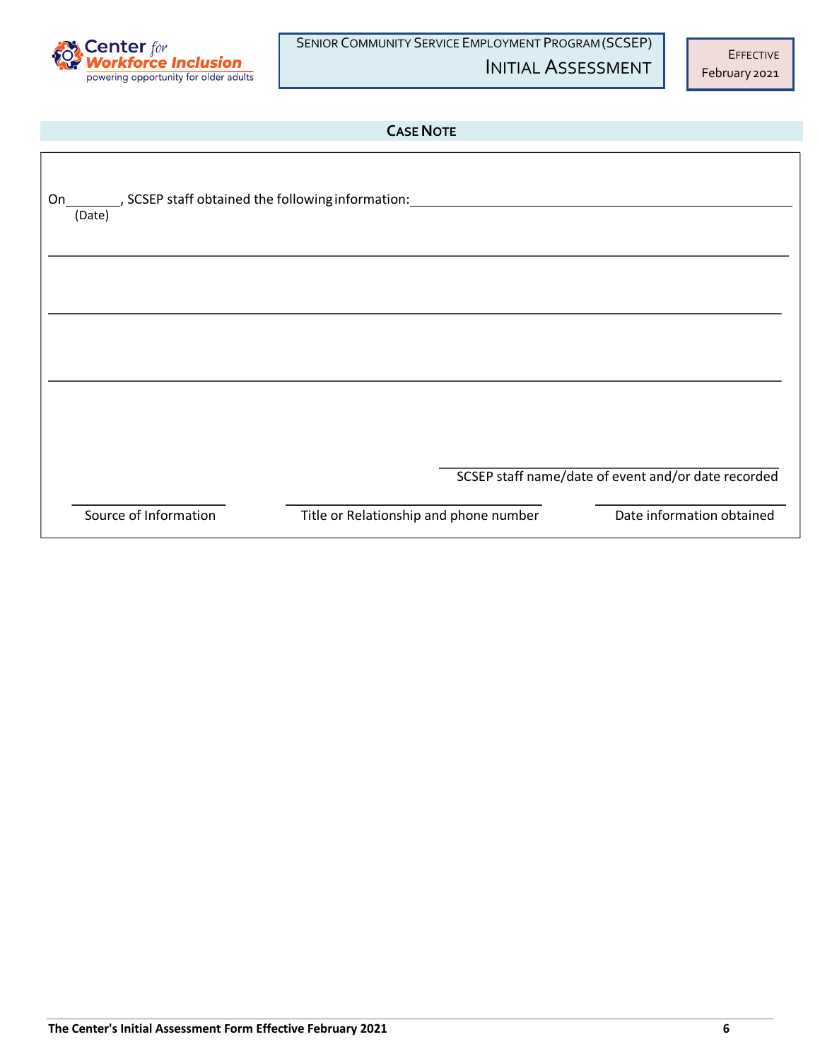Center *for* Workforce Inclusion
powering opportunity for older adults

SENIOR COMMUNITY SERVICE EMPLOYMENT PROGRAM (SCSEP)

INITIAL ASSESSMENT

EFFECTIVE
February 2021

## CASE NOTE

On________, SCSEP staff obtained the following information:_______________________________________________
(Date)

_______________________________________________________________________________________

_______________________________________________________________________________________

_______________________________________________________________________________________

_______________________________________________
SCSEP staff name/date of event and/or date recorded

| | | |
|---|---|---|
| Source of Information | Title or Relationship and phone number | Date information obtained |

**The Center's Initial Assessment Form Effective February 2021**